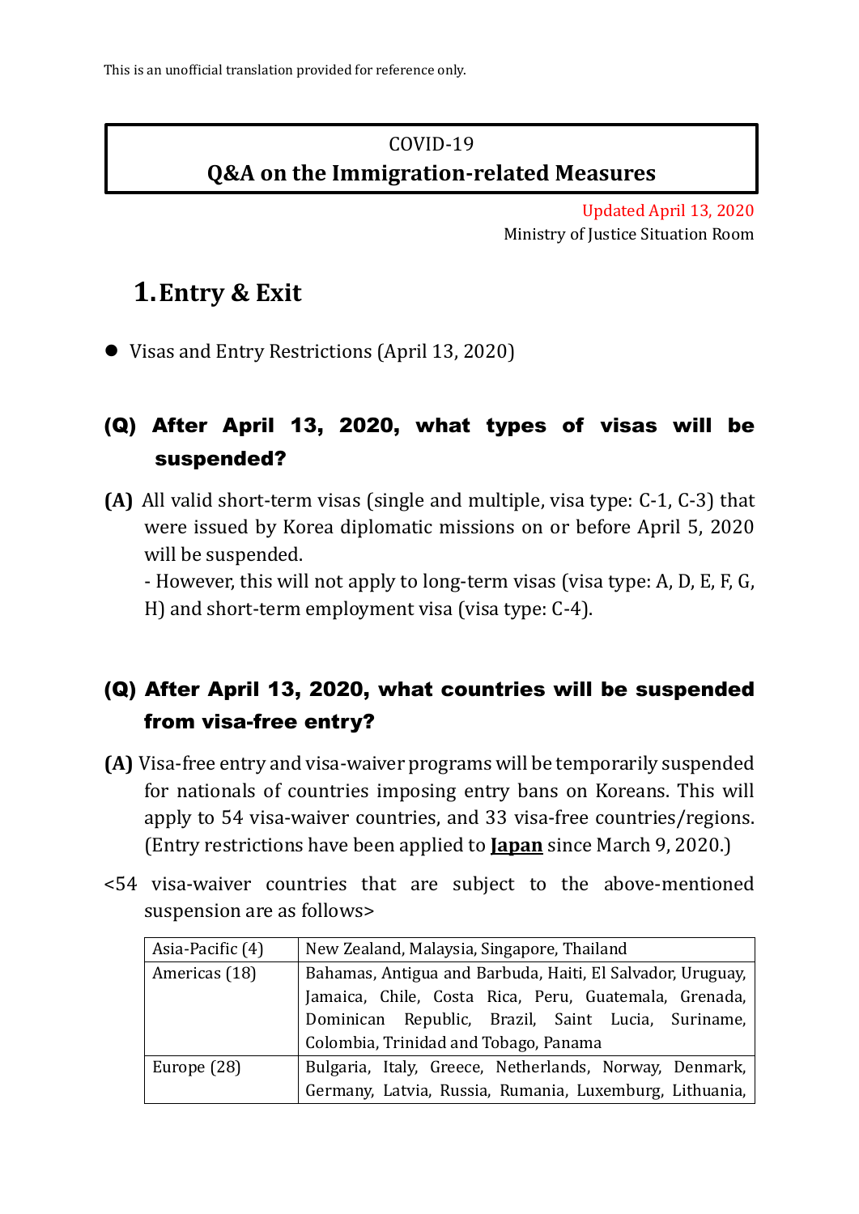This is an unofficial translation provided for reference only.

# COVID-19
# Q&A on the Immigration-related Measures

Updated April 13, 2020
Ministry of Justice Situation Room

## 1. Entry & Exit

- Visas and Entry Restrictions (April 13, 2020)

### (Q) After April 13, 2020, what types of visas will be suspended?

**(A)** All valid short-term visas (single and multiple, visa type: C-1, C-3) that were issued by Korea diplomatic missions on or before April 5, 2020 will be suspended.

- However, this will not apply to long-term visas (visa type: A, D, E, F, G, H) and short-term employment visa (visa type: C-4).

### (Q) After April 13, 2020, what countries will be suspended from visa-free entry?

**(A)** Visa-free entry and visa-waiver programs will be temporarily suspended for nationals of countries imposing entry bans on Koreans. This will apply to 54 visa-waiver countries, and 33 visa-free countries/regions. (Entry restrictions have been applied to **Japan** since March 9, 2020.)

<54 visa-waiver countries that are subject to the above-mentioned suspension are as follows>

| | |
|---|---|
| Asia-Pacific (4) | New Zealand, Malaysia, Singapore, Thailand |
| Americas (18) | Bahamas, Antigua and Barbuda, Haiti, El Salvador, Uruguay, Jamaica, Chile, Costa Rica, Peru, Guatemala, Grenada, Dominican Republic, Brazil, Saint Lucia, Suriname, Colombia, Trinidad and Tobago, Panama |
| Europe (28) | Bulgaria, Italy, Greece, Netherlands, Norway, Denmark, Germany, Latvia, Russia, Rumania, Luxemburg, Lithuania, |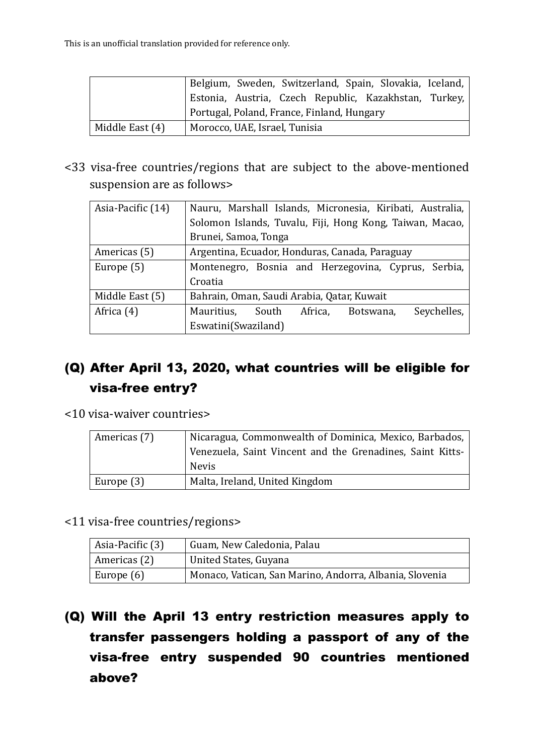This is an unofficial translation provided for reference only.

| | |
|---|---|
| | Belgium, Sweden, Switzerland, Spain, Slovakia, Iceland, Estonia, Austria, Czech Republic, Kazakhstan, Turkey, Portugal, Poland, France, Finland, Hungary |
| Middle East (4) | Morocco, UAE, Israel, Tunisia |

<33 visa-free countries/regions that are subject to the above-mentioned suspension are as follows>

| | |
|---|---|
| Asia-Pacific (14) | Nauru, Marshall Islands, Micronesia, Kiribati, Australia, Solomon Islands, Tuvalu, Fiji, Hong Kong, Taiwan, Macao, Brunei, Samoa, Tonga |
| Americas (5) | Argentina, Ecuador, Honduras, Canada, Paraguay |
| Europe (5) | Montenegro, Bosnia and Herzegovina, Cyprus, Serbia, Croatia |
| Middle East (5) | Bahrain, Oman, Saudi Arabia, Qatar, Kuwait |
| Africa (4) | Mauritius, South Africa, Botswana, Seychelles, Eswatini(Swaziland) |

## (Q) After April 13, 2020, what countries will be eligible for visa-free entry?

<10 visa-waiver countries>

| | |
|---|---|
| Americas (7) | Nicaragua, Commonwealth of Dominica, Mexico, Barbados, Venezuela, Saint Vincent and the Grenadines, Saint Kitts-Nevis |
| Europe (3) | Malta, Ireland, United Kingdom |

<11 visa-free countries/regions>

| | |
|---|---|
| Asia-Pacific (3) | Guam, New Caledonia, Palau |
| Americas (2) | United States, Guyana |
| Europe (6) | Monaco, Vatican, San Marino, Andorra, Albania, Slovenia |

## (Q) Will the April 13 entry restriction measures apply to transfer passengers holding a passport of any of the visa-free entry suspended 90 countries mentioned above?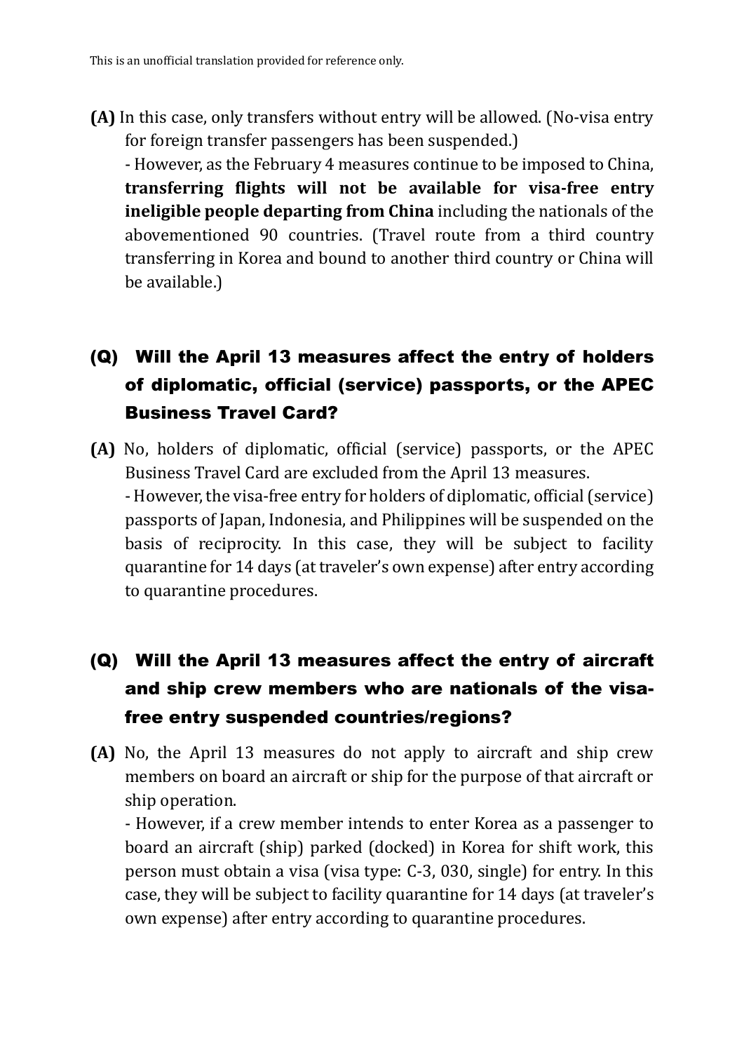This is an unofficial translation provided for reference only.

**(A)** In this case, only transfers without entry will be allowed. (No-visa entry for foreign transfer passengers has been suspended.)

- However, as the February 4 measures continue to be imposed to China, **transferring flights will not be available for visa-free entry ineligible people departing from China** including the nationals of the abovementioned 90 countries. (Travel route from a third country transferring in Korea and bound to another third country or China will be available.)

## (Q) Will the April 13 measures affect the entry of holders of diplomatic, official (service) passports, or the APEC Business Travel Card?

**(A)** No, holders of diplomatic, official (service) passports, or the APEC Business Travel Card are excluded from the April 13 measures.

- However, the visa-free entry for holders of diplomatic, official (service) passports of Japan, Indonesia, and Philippines will be suspended on the basis of reciprocity. In this case, they will be subject to facility quarantine for 14 days (at traveler's own expense) after entry according to quarantine procedures.

## (Q) Will the April 13 measures affect the entry of aircraft and ship crew members who are nationals of the visa-free entry suspended countries/regions?

**(A)** No, the April 13 measures do not apply to aircraft and ship crew members on board an aircraft or ship for the purpose of that aircraft or ship operation.

- However, if a crew member intends to enter Korea as a passenger to board an aircraft (ship) parked (docked) in Korea for shift work, this person must obtain a visa (visa type: C-3, 030, single) for entry. In this case, they will be subject to facility quarantine for 14 days (at traveler's own expense) after entry according to quarantine procedures.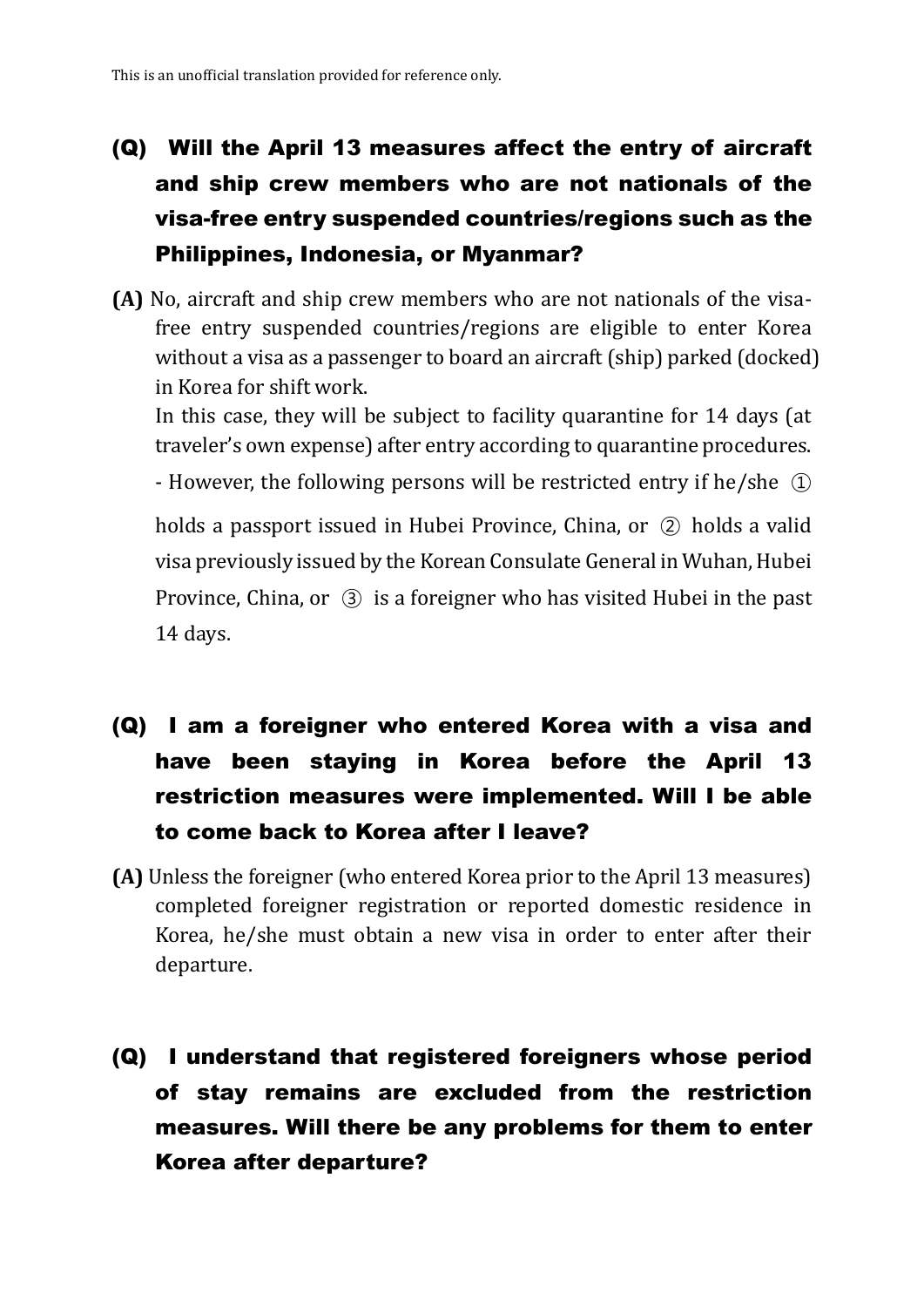This is an unofficial translation provided for reference only.

## (Q) Will the April 13 measures affect the entry of aircraft and ship crew members who are not nationals of the visa-free entry suspended countries/regions such as the Philippines, Indonesia, or Myanmar?

**(A)** No, aircraft and ship crew members who are not nationals of the visa-free entry suspended countries/regions are eligible to enter Korea without a visa as a passenger to board an aircraft (ship) parked (docked) in Korea for shift work.

In this case, they will be subject to facility quarantine for 14 days (at traveler's own expense) after entry according to quarantine procedures.

- However, the following persons will be restricted entry if he/she ① holds a passport issued in Hubei Province, China, or ② holds a valid visa previously issued by the Korean Consulate General in Wuhan, Hubei Province, China, or ③ is a foreigner who has visited Hubei in the past 14 days.

## (Q) I am a foreigner who entered Korea with a visa and have been staying in Korea before the April 13 restriction measures were implemented. Will I be able to come back to Korea after I leave?

**(A)** Unless the foreigner (who entered Korea prior to the April 13 measures) completed foreigner registration or reported domestic residence in Korea, he/she must obtain a new visa in order to enter after their departure.

## (Q) I understand that registered foreigners whose period of stay remains are excluded from the restriction measures. Will there be any problems for them to enter Korea after departure?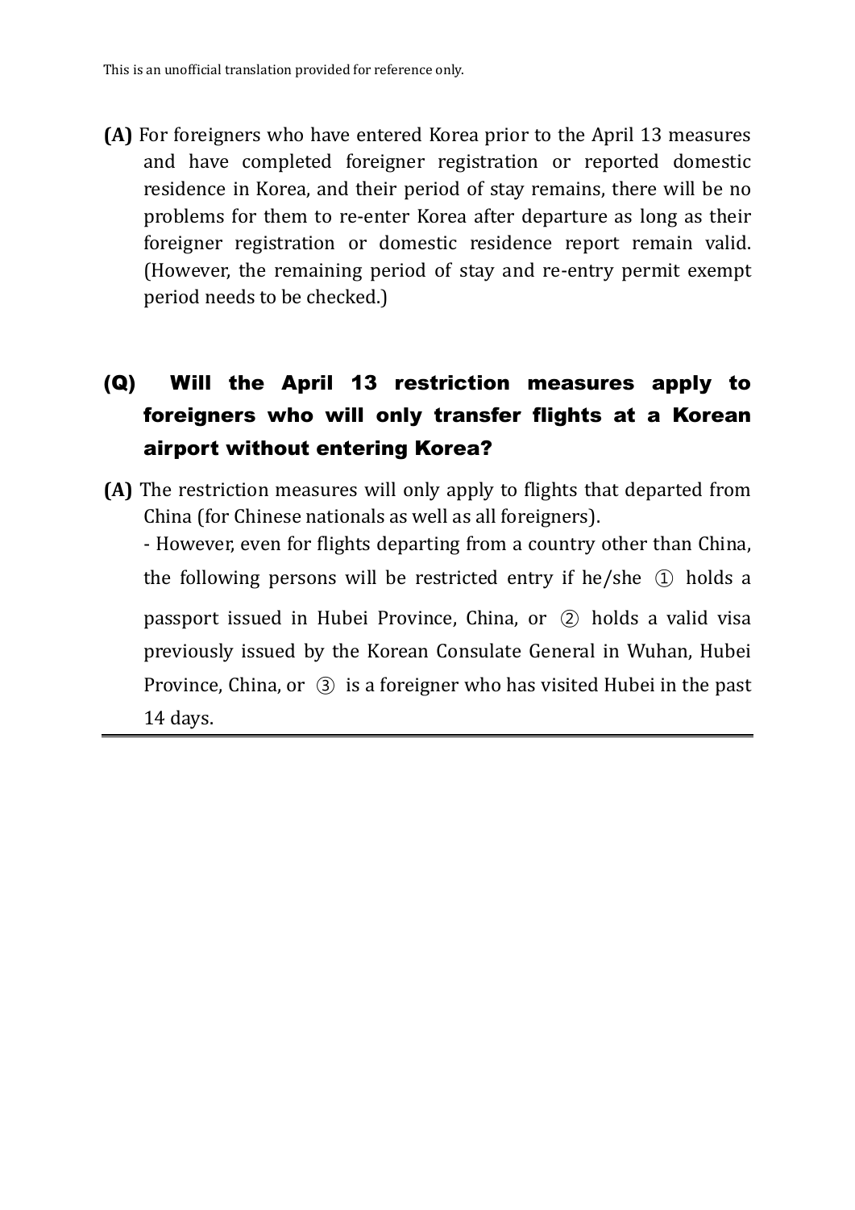**(A)** For foreigners who have entered Korea prior to the April 13 measures and have completed foreigner registration or reported domestic residence in Korea, and their period of stay remains, there will be no problems for them to re-enter Korea after departure as long as their foreigner registration or domestic residence report remain valid. (However, the remaining period of stay and re-entry permit exempt period needs to be checked.)

### (Q) Will the April 13 restriction measures apply to foreigners who will only transfer flights at a Korean airport without entering Korea?

**(A)** The restriction measures will only apply to flights that departed from China (for Chinese nationals as well as all foreigners).

- However, even for flights departing from a country other than China, the following persons will be restricted entry if he/she ① holds a passport issued in Hubei Province, China, or ② holds a valid visa previously issued by the Korean Consulate General in Wuhan, Hubei Province, China, or ③ is a foreigner who has visited Hubei in the past 14 days.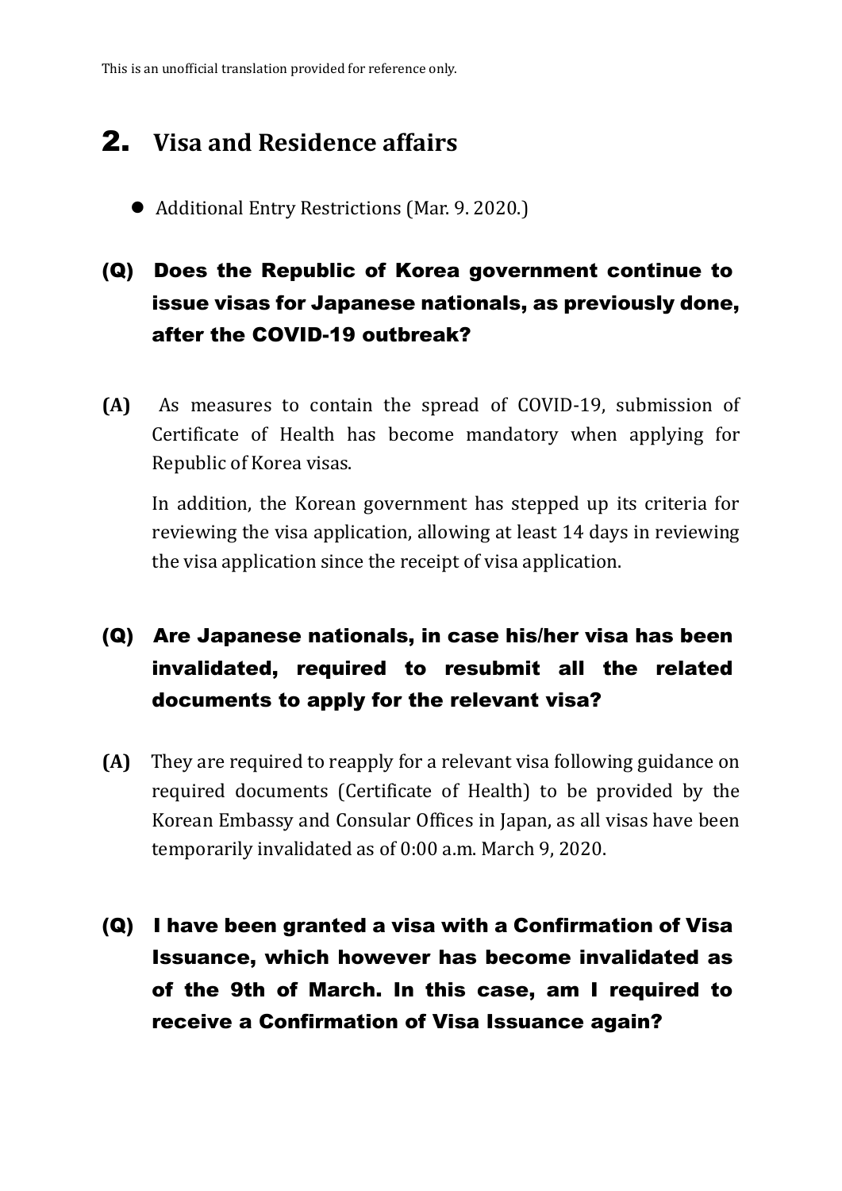This is an unofficial translation provided for reference only.

# 2. Visa and Residence affairs

- Additional Entry Restrictions (Mar. 9. 2020.)

### (Q) Does the Republic of Korea government continue to issue visas for Japanese nationals, as previously done, after the COVID-19 outbreak?

**(A)** As measures to contain the spread of COVID-19, submission of Certificate of Health has become mandatory when applying for Republic of Korea visas.

In addition, the Korean government has stepped up its criteria for reviewing the visa application, allowing at least 14 days in reviewing the visa application since the receipt of visa application.

### (Q) Are Japanese nationals, in case his/her visa has been invalidated, required to resubmit all the related documents to apply for the relevant visa?

**(A)** They are required to reapply for a relevant visa following guidance on required documents (Certificate of Health) to be provided by the Korean Embassy and Consular Offices in Japan, as all visas have been temporarily invalidated as of 0:00 a.m. March 9, 2020.

### (Q) I have been granted a visa with a Confirmation of Visa Issuance, which however has become invalidated as of the 9th of March. In this case, am I required to receive a Confirmation of Visa Issuance again?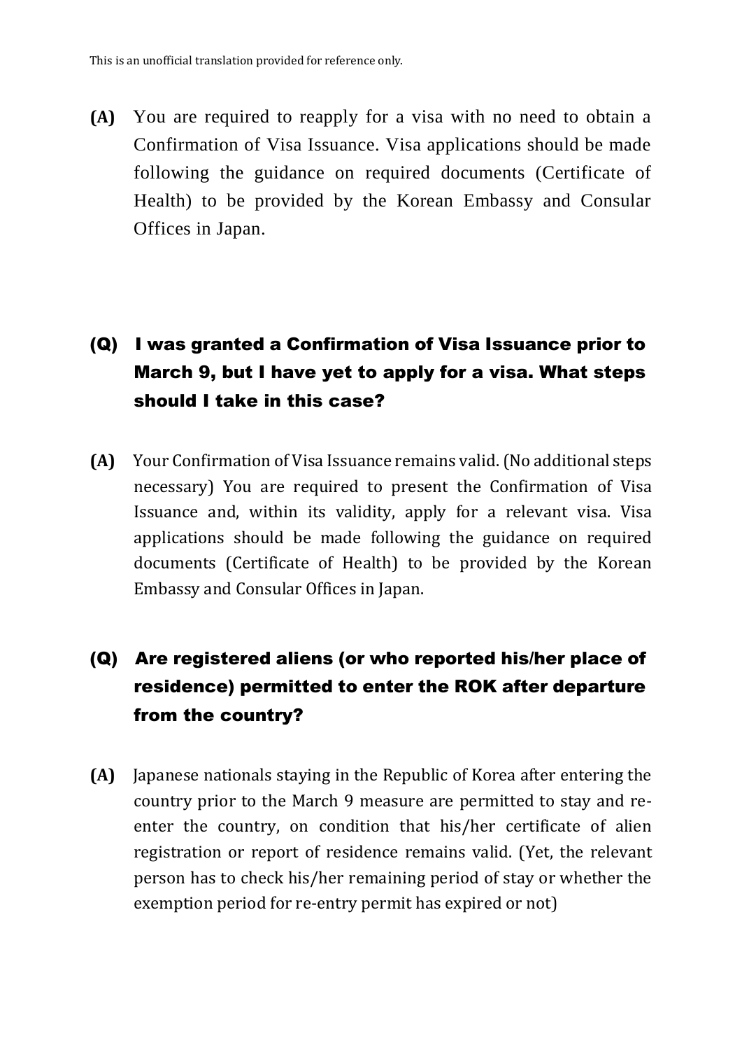This is an unofficial translation provided for reference only.

**(A)** You are required to reapply for a visa with no need to obtain a Confirmation of Visa Issuance. Visa applications should be made following the guidance on required documents (Certificate of Health) to be provided by the Korean Embassy and Consular Offices in Japan.

## (Q) I was granted a Confirmation of Visa Issuance prior to March 9, but I have yet to apply for a visa. What steps should I take in this case?

**(A)** Your Confirmation of Visa Issuance remains valid. (No additional steps necessary) You are required to present the Confirmation of Visa Issuance and, within its validity, apply for a relevant visa. Visa applications should be made following the guidance on required documents (Certificate of Health) to be provided by the Korean Embassy and Consular Offices in Japan.

## (Q) Are registered aliens (or who reported his/her place of residence) permitted to enter the ROK after departure from the country?

**(A)** Japanese nationals staying in the Republic of Korea after entering the country prior to the March 9 measure are permitted to stay and re-enter the country, on condition that his/her certificate of alien registration or report of residence remains valid. (Yet, the relevant person has to check his/her remaining period of stay or whether the exemption period for re-entry permit has expired or not)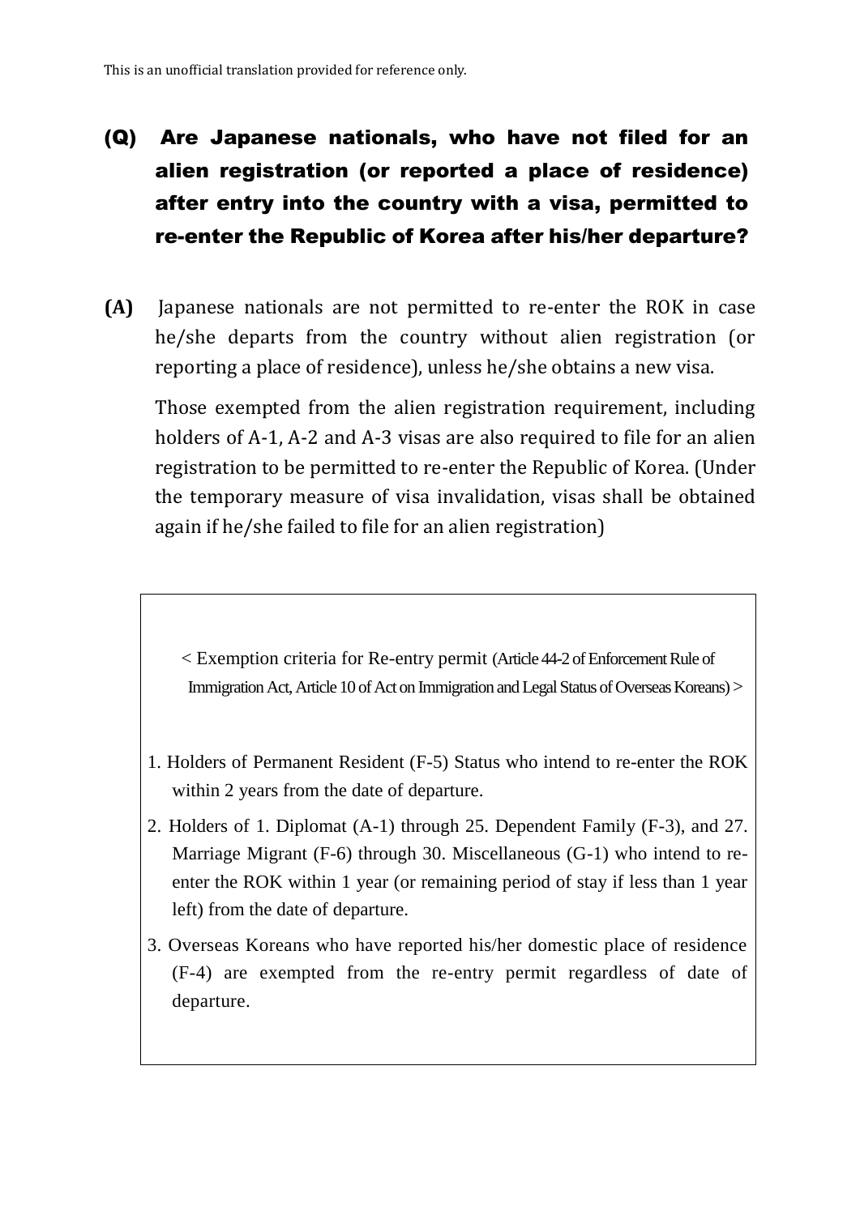This is an unofficial translation provided for reference only.

## (Q) Are Japanese nationals, who have not filed for an alien registration (or reported a place of residence) after entry into the country with a visa, permitted to re-enter the Republic of Korea after his/her departure?

**(A)** Japanese nationals are not permitted to re-enter the ROK in case he/she departs from the country without alien registration (or reporting a place of residence), unless he/she obtains a new visa.

Those exempted from the alien registration requirement, including holders of A-1, A-2 and A-3 visas are also required to file for an alien registration to be permitted to re-enter the Republic of Korea. (Under the temporary measure of visa invalidation, visas shall be obtained again if he/she failed to file for an alien registration)

< Exemption criteria for Re-entry permit (Article 44-2 of Enforcement Rule of Immigration Act, Article 10 of Act on Immigration and Legal Status of Overseas Koreans) >

1. Holders of Permanent Resident (F-5) Status who intend to re-enter the ROK within 2 years from the date of departure.
2. Holders of 1. Diplomat (A-1) through 25. Dependent Family (F-3), and 27. Marriage Migrant (F-6) through 30. Miscellaneous (G-1) who intend to re-enter the ROK within 1 year (or remaining period of stay if less than 1 year left) from the date of departure.
3. Overseas Koreans who have reported his/her domestic place of residence (F-4) are exempted from the re-entry permit regardless of date of departure.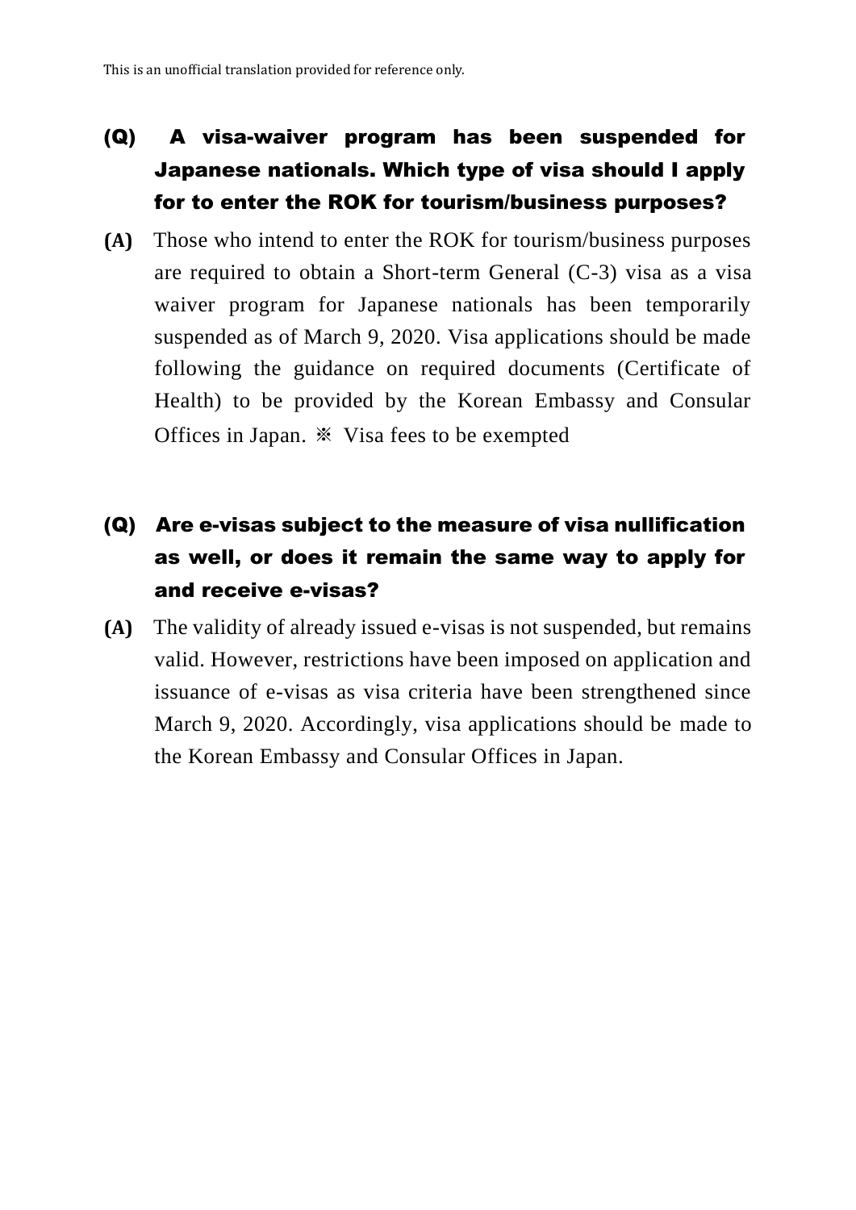This is an unofficial translation provided for reference only.

## (Q) A visa-waiver program has been suspended for Japanese nationals. Which type of visa should I apply for to enter the ROK for tourism/business purposes?

**(A)** Those who intend to enter the ROK for tourism/business purposes are required to obtain a Short-term General (C-3) visa as a visa waiver program for Japanese nationals has been temporarily suspended as of March 9, 2020. Visa applications should be made following the guidance on required documents (Certificate of Health) to be provided by the Korean Embassy and Consular Offices in Japan. ※ Visa fees to be exempted

## (Q) Are e-visas subject to the measure of visa nullification as well, or does it remain the same way to apply for and receive e-visas?

**(A)** The validity of already issued e-visas is not suspended, but remains valid. However, restrictions have been imposed on application and issuance of e-visas as visa criteria have been strengthened since March 9, 2020. Accordingly, visa applications should be made to the Korean Embassy and Consular Offices in Japan.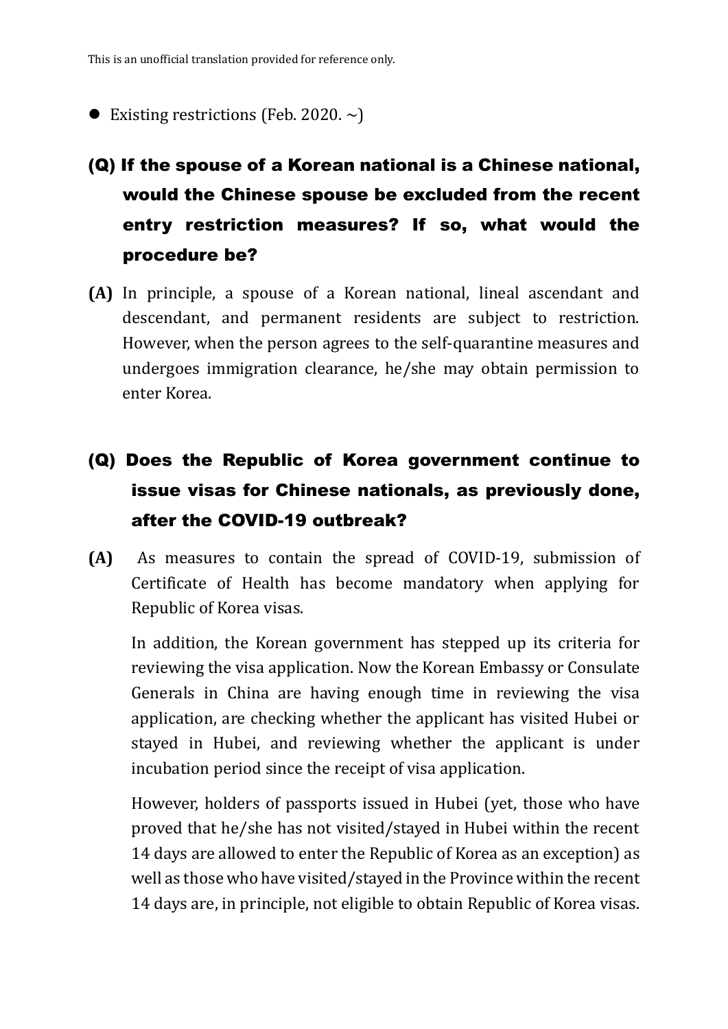This is an unofficial translation provided for reference only.

- Existing restrictions (Feb. 2020. ~)

### (Q) If the spouse of a Korean national is a Chinese national, would the Chinese spouse be excluded from the recent entry restriction measures? If so, what would the procedure be?

**(A)** In principle, a spouse of a Korean national, lineal ascendant and descendant, and permanent residents are subject to restriction. However, when the person agrees to the self-quarantine measures and undergoes immigration clearance, he/she may obtain permission to enter Korea.

### (Q) Does the Republic of Korea government continue to issue visas for Chinese nationals, as previously done, after the COVID-19 outbreak?

**(A)** As measures to contain the spread of COVID-19, submission of Certificate of Health has become mandatory when applying for Republic of Korea visas.

In addition, the Korean government has stepped up its criteria for reviewing the visa application. Now the Korean Embassy or Consulate Generals in China are having enough time in reviewing the visa application, are checking whether the applicant has visited Hubei or stayed in Hubei, and reviewing whether the applicant is under incubation period since the receipt of visa application.

However, holders of passports issued in Hubei (yet, those who have proved that he/she has not visited/stayed in Hubei within the recent 14 days are allowed to enter the Republic of Korea as an exception) as well as those who have visited/stayed in the Province within the recent 14 days are, in principle, not eligible to obtain Republic of Korea visas.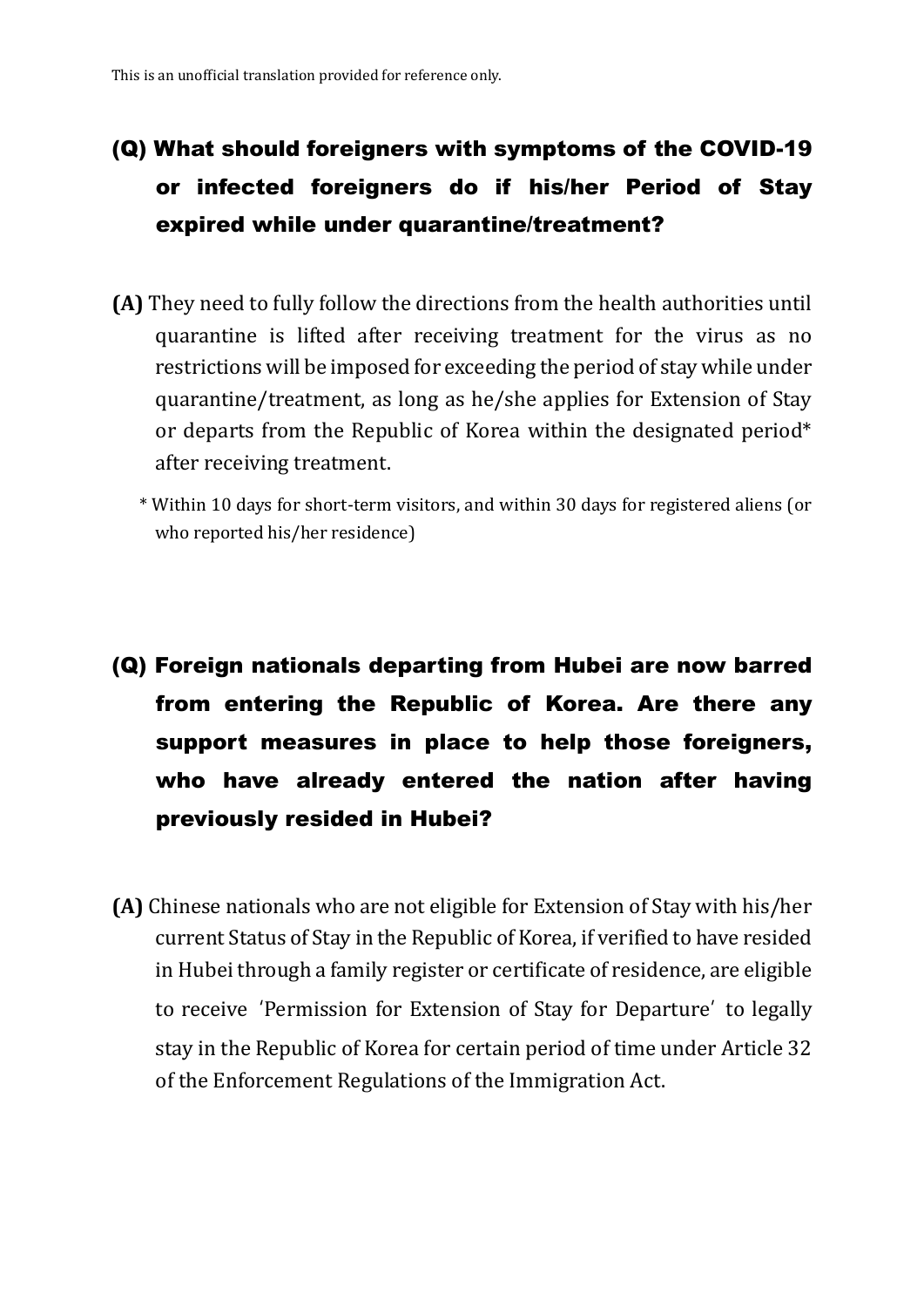This is an unofficial translation provided for reference only.

## (Q) What should foreigners with symptoms of the COVID-19 or infected foreigners do if his/her Period of Stay expired while under quarantine/treatment?

**(A)** They need to fully follow the directions from the health authorities until quarantine is lifted after receiving treatment for the virus as no restrictions will be imposed for exceeding the period of stay while under quarantine/treatment, as long as he/she applies for Extension of Stay or departs from the Republic of Korea within the designated period* after receiving treatment.

\* Within 10 days for short-term visitors, and within 30 days for registered aliens (or who reported his/her residence)

## (Q) Foreign nationals departing from Hubei are now barred from entering the Republic of Korea. Are there any support measures in place to help those foreigners, who have already entered the nation after having previously resided in Hubei?

**(A)** Chinese nationals who are not eligible for Extension of Stay with his/her current Status of Stay in the Republic of Korea, if verified to have resided in Hubei through a family register or certificate of residence, are eligible to receive 'Permission for Extension of Stay for Departure' to legally stay in the Republic of Korea for certain period of time under Article 32 of the Enforcement Regulations of the Immigration Act.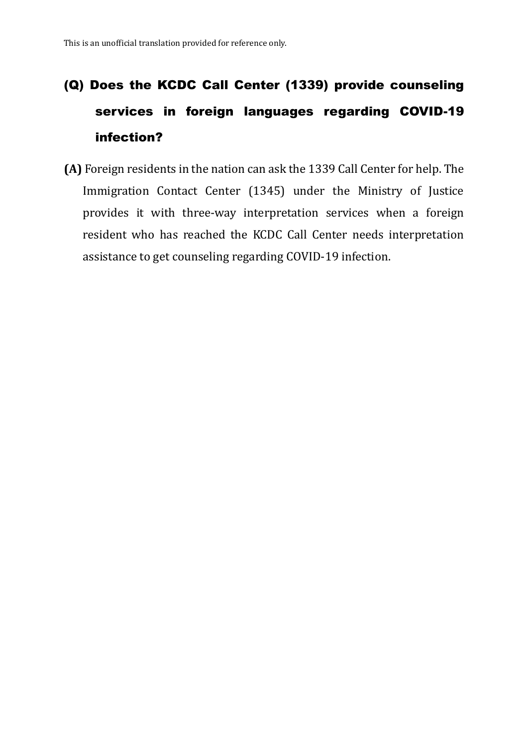## (Q) Does the KCDC Call Center (1339) provide counseling services in foreign languages regarding COVID-19 infection?

**(A)** Foreign residents in the nation can ask the 1339 Call Center for help. The Immigration Contact Center (1345) under the Ministry of Justice provides it with three-way interpretation services when a foreign resident who has reached the KCDC Call Center needs interpretation assistance to get counseling regarding COVID-19 infection.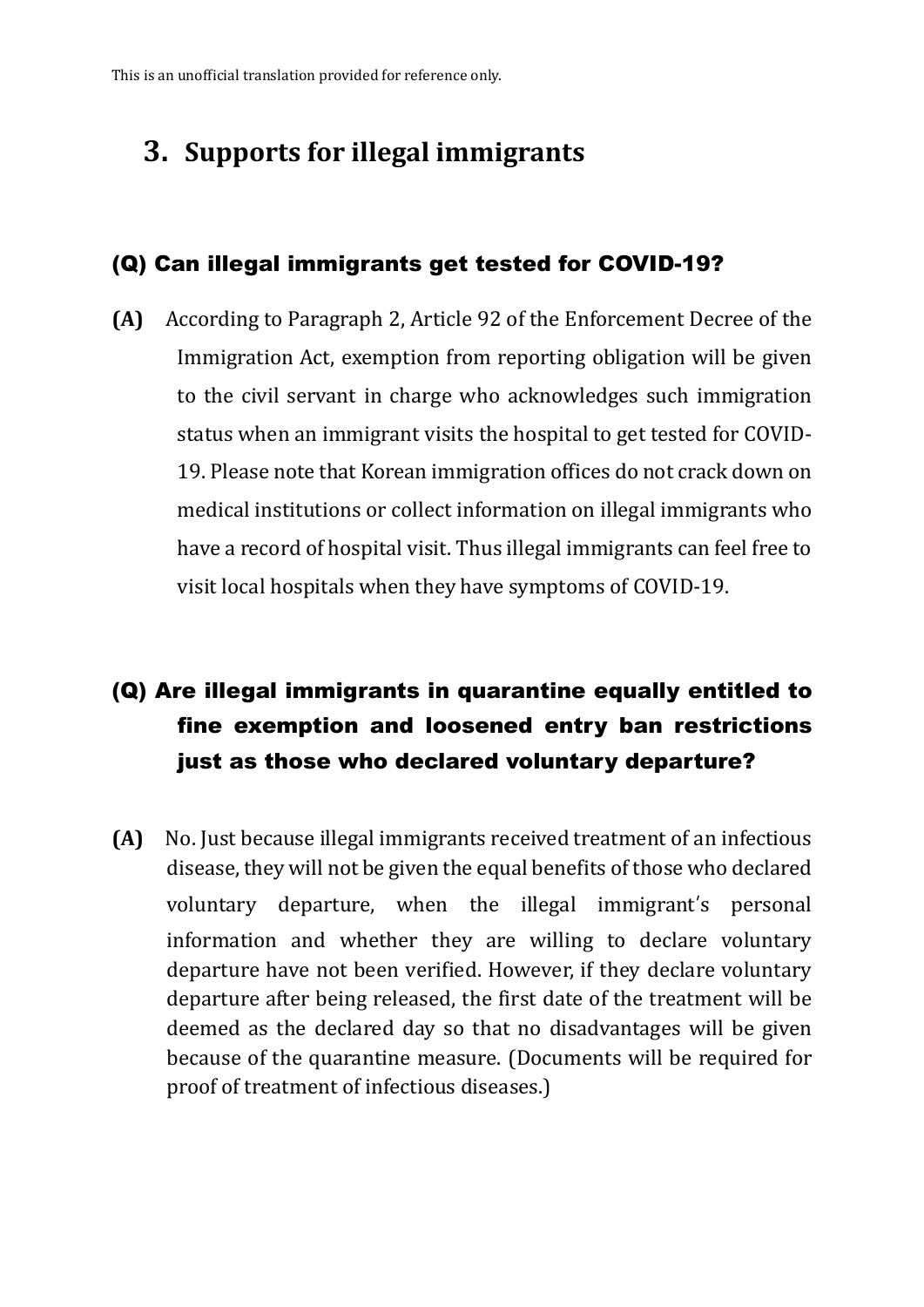This is an unofficial translation provided for reference only.

# 3. Supports for illegal immigrants

### (Q) Can illegal immigrants get tested for COVID-19?

**(A)** According to Paragraph 2, Article 92 of the Enforcement Decree of the Immigration Act, exemption from reporting obligation will be given to the civil servant in charge who acknowledges such immigration status when an immigrant visits the hospital to get tested for COVID-19. Please note that Korean immigration offices do not crack down on medical institutions or collect information on illegal immigrants who have a record of hospital visit. Thus illegal immigrants can feel free to visit local hospitals when they have symptoms of COVID-19.

### (Q) Are illegal immigrants in quarantine equally entitled to fine exemption and loosened entry ban restrictions just as those who declared voluntary departure?

**(A)** No. Just because illegal immigrants received treatment of an infectious disease, they will not be given the equal benefits of those who declared voluntary departure, when the illegal immigrant's personal information and whether they are willing to declare voluntary departure have not been verified. However, if they declare voluntary departure after being released, the first date of the treatment will be deemed as the declared day so that no disadvantages will be given because of the quarantine measure. (Documents will be required for proof of treatment of infectious diseases.)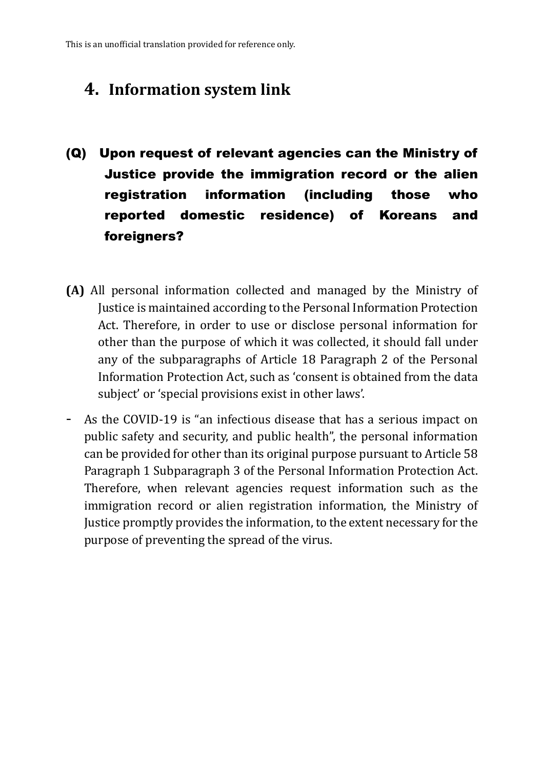This is an unofficial translation provided for reference only.

## 4. Information system link

### (Q) Upon request of relevant agencies can the Ministry of Justice provide the immigration record or the alien registration information (including those who reported domestic residence) of Koreans and foreigners?

**(A)** All personal information collected and managed by the Ministry of Justice is maintained according to the Personal Information Protection Act. Therefore, in order to use or disclose personal information for other than the purpose of which it was collected, it should fall under any of the subparagraphs of Article 18 Paragraph 2 of the Personal Information Protection Act, such as 'consent is obtained from the data subject' or 'special provisions exist in other laws'.

- As the COVID-19 is "an infectious disease that has a serious impact on public safety and security, and public health", the personal information can be provided for other than its original purpose pursuant to Article 58 Paragraph 1 Subparagraph 3 of the Personal Information Protection Act. Therefore, when relevant agencies request information such as the immigration record or alien registration information, the Ministry of Justice promptly provides the information, to the extent necessary for the purpose of preventing the spread of the virus.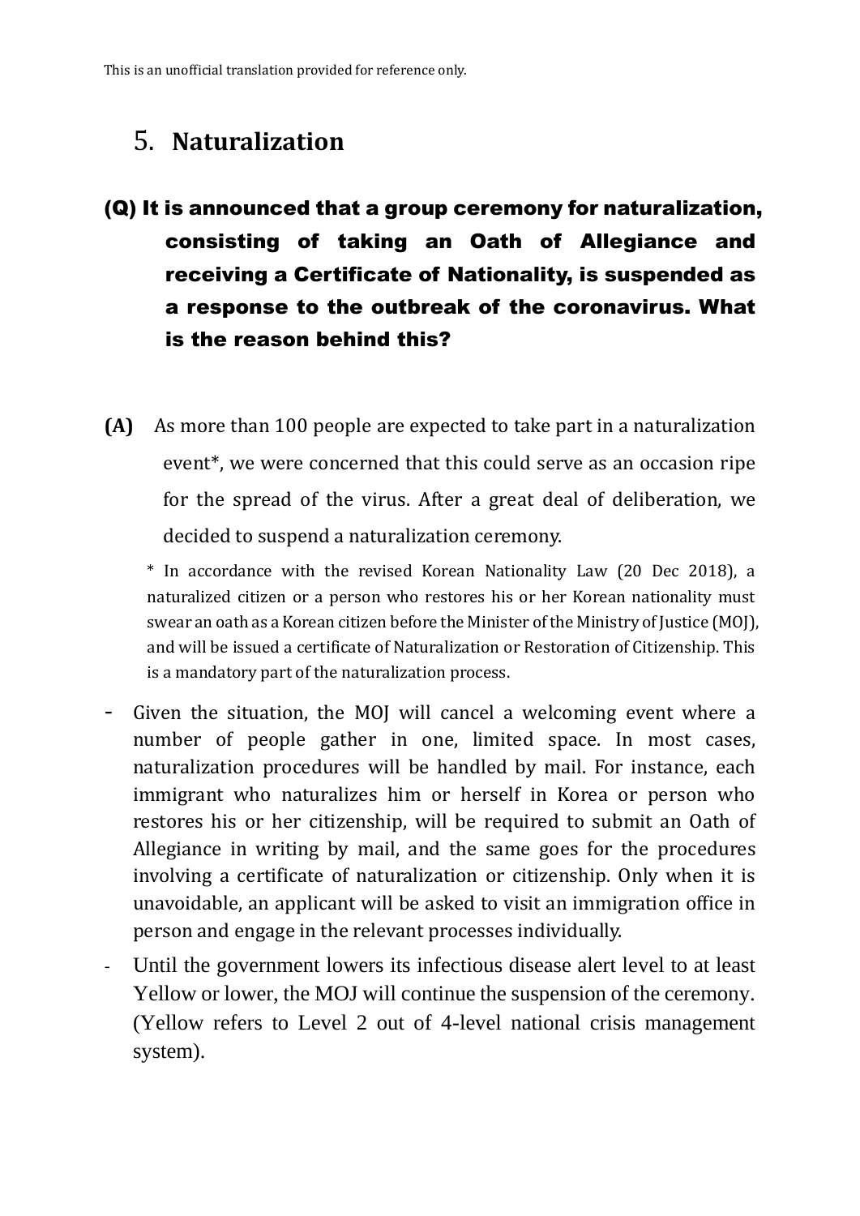This is an unofficial translation provided for reference only.

## 5. Naturalization

### (Q) It is announced that a group ceremony for naturalization, consisting of taking an Oath of Allegiance and receiving a Certificate of Nationality, is suspended as a response to the outbreak of the coronavirus. What is the reason behind this?

**(A)** As more than 100 people are expected to take part in a naturalization event*, we were concerned that this could serve as an occasion ripe for the spread of the virus. After a great deal of deliberation, we decided to suspend a naturalization ceremony.

\* In accordance with the revised Korean Nationality Law (20 Dec 2018), a naturalized citizen or a person who restores his or her Korean nationality must swear an oath as a Korean citizen before the Minister of the Ministry of Justice (MOJ), and will be issued a certificate of Naturalization or Restoration of Citizenship. This is a mandatory part of the naturalization process.

- Given the situation, the MOJ will cancel a welcoming event where a number of people gather in one, limited space. In most cases, naturalization procedures will be handled by mail. For instance, each immigrant who naturalizes him or herself in Korea or person who restores his or her citizenship, will be required to submit an Oath of Allegiance in writing by mail, and the same goes for the procedures involving a certificate of naturalization or citizenship. Only when it is unavoidable, an applicant will be asked to visit an immigration office in person and engage in the relevant processes individually.
- Until the government lowers its infectious disease alert level to at least Yellow or lower, the MOJ will continue the suspension of the ceremony. (Yellow refers to Level 2 out of 4-level national crisis management system).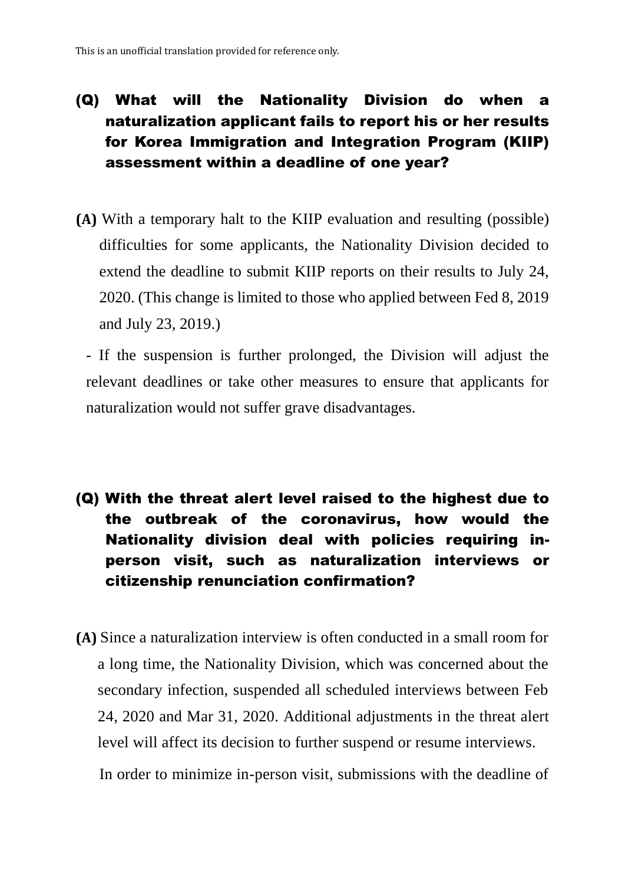This is an unofficial translation provided for reference only.

### (Q) What will the Nationality Division do when a naturalization applicant fails to report his or her results for Korea Immigration and Integration Program (KIIP) assessment within a deadline of one year?

**(A)** With a temporary halt to the KIIP evaluation and resulting (possible) difficulties for some applicants, the Nationality Division decided to extend the deadline to submit KIIP reports on their results to July 24, 2020. (This change is limited to those who applied between Fed 8, 2019 and July 23, 2019.)

- If the suspension is further prolonged, the Division will adjust the relevant deadlines or take other measures to ensure that applicants for naturalization would not suffer grave disadvantages.

### (Q) With the threat alert level raised to the highest due to the outbreak of the coronavirus, how would the Nationality division deal with policies requiring in-person visit, such as naturalization interviews or citizenship renunciation confirmation?

**(A)** Since a naturalization interview is often conducted in a small room for a long time, the Nationality Division, which was concerned about the secondary infection, suspended all scheduled interviews between Feb 24, 2020 and Mar 31, 2020. Additional adjustments in the threat alert level will affect its decision to further suspend or resume interviews.

In order to minimize in-person visit, submissions with the deadline of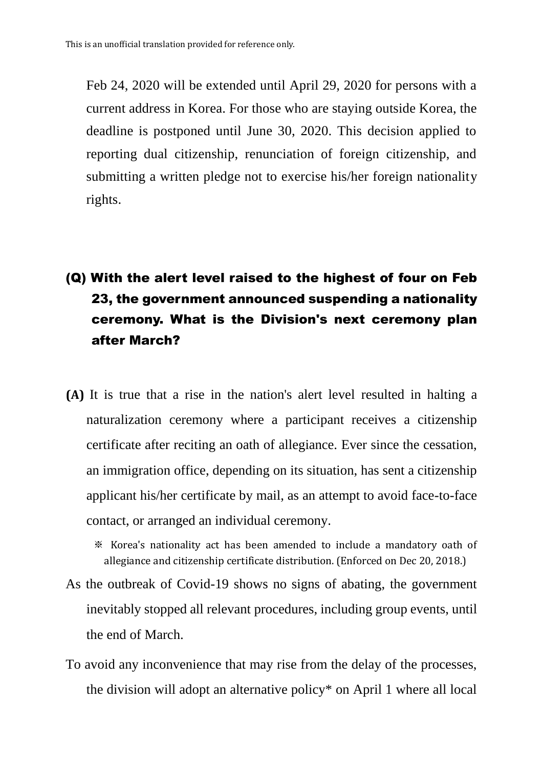Feb 24, 2020 will be extended until April 29, 2020 for persons with a current address in Korea. For those who are staying outside Korea, the deadline is postponed until June 30, 2020. This decision applied to reporting dual citizenship, renunciation of foreign citizenship, and submitting a written pledge not to exercise his/her foreign nationality rights.

## (Q) With the alert level raised to the highest of four on Feb 23, the government announced suspending a nationality ceremony. What is the Division's next ceremony plan after March?

**(A)** It is true that a rise in the nation's alert level resulted in halting a naturalization ceremony where a participant receives a citizenship certificate after reciting an oath of allegiance. Ever since the cessation, an immigration office, depending on its situation, has sent a citizenship applicant his/her certificate by mail, as an attempt to avoid face-to-face contact, or arranged an individual ceremony.

※ Korea's nationality act has been amended to include a mandatory oath of allegiance and citizenship certificate distribution. (Enforced on Dec 20, 2018.)

As the outbreak of Covid-19 shows no signs of abating, the government inevitably stopped all relevant procedures, including group events, until the end of March.

To avoid any inconvenience that may rise from the delay of the processes, the division will adopt an alternative policy* on April 1 where all local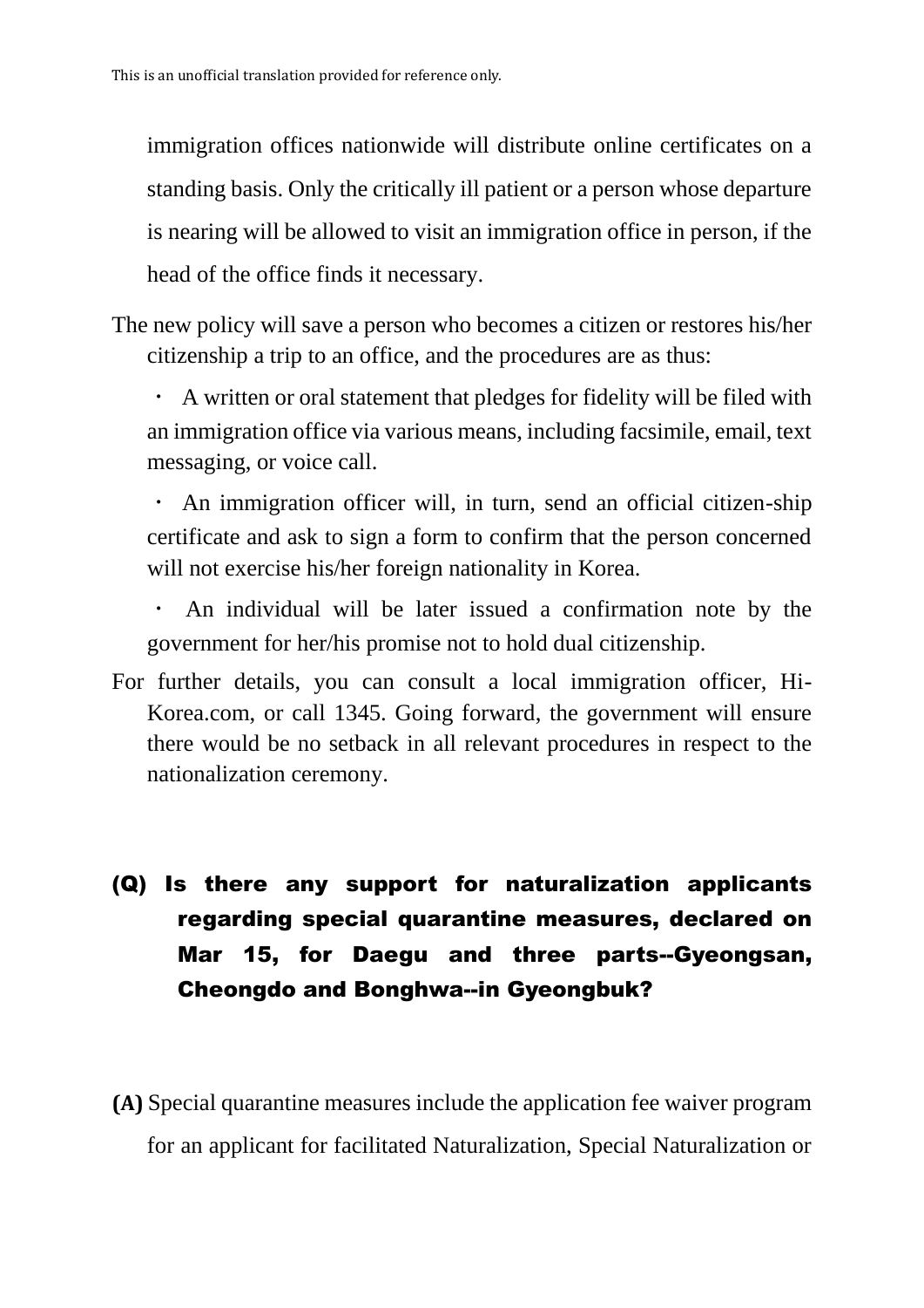immigration offices nationwide will distribute online certificates on a standing basis. Only the critically ill patient or a person whose departure is nearing will be allowed to visit an immigration office in person, if the head of the office finds it necessary.

The new policy will save a person who becomes a citizen or restores his/her citizenship a trip to an office, and the procedures are as thus:

- A written or oral statement that pledges for fidelity will be filed with an immigration office via various means, including facsimile, email, text messaging, or voice call.
- An immigration officer will, in turn, send an official citizen-ship certificate and ask to sign a form to confirm that the person concerned will not exercise his/her foreign nationality in Korea.
- An individual will be later issued a confirmation note by the government for her/his promise not to hold dual citizenship.

For further details, you can consult a local immigration officer, Hi-Korea.com, or call 1345. Going forward, the government will ensure there would be no setback in all relevant procedures in respect to the nationalization ceremony.

## (Q) Is there any support for naturalization applicants regarding special quarantine measures, declared on Mar 15, for Daegu and three parts--Gyeongsan, Cheongdo and Bonghwa--in Gyeongbuk?

**(A)** Special quarantine measures include the application fee waiver program for an applicant for facilitated Naturalization, Special Naturalization or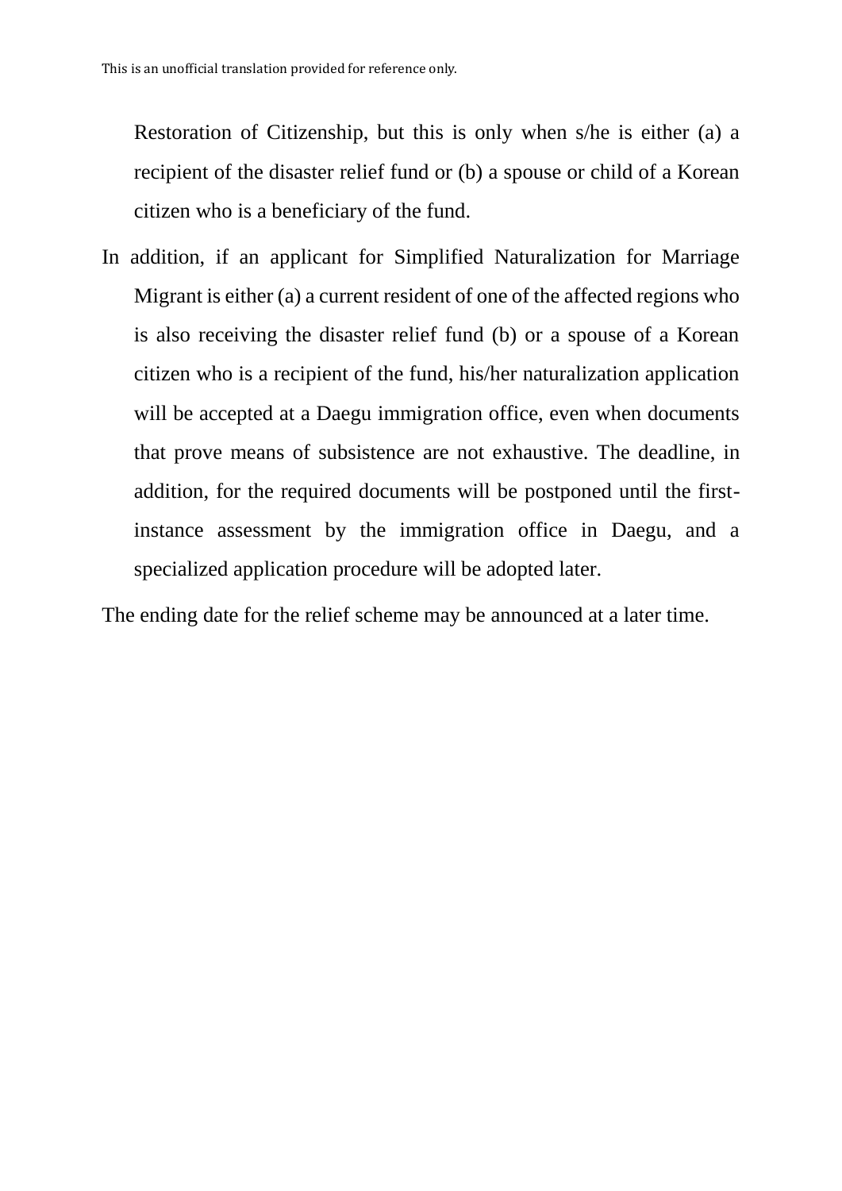Restoration of Citizenship, but this is only when s/he is either (a) a recipient of the disaster relief fund or (b) a spouse or child of a Korean citizen who is a beneficiary of the fund.

In addition, if an applicant for Simplified Naturalization for Marriage Migrant is either (a) a current resident of one of the affected regions who is also receiving the disaster relief fund (b) or a spouse of a Korean citizen who is a recipient of the fund, his/her naturalization application will be accepted at a Daegu immigration office, even when documents that prove means of subsistence are not exhaustive. The deadline, in addition, for the required documents will be postponed until the first-instance assessment by the immigration office in Daegu, and a specialized application procedure will be adopted later.

The ending date for the relief scheme may be announced at a later time.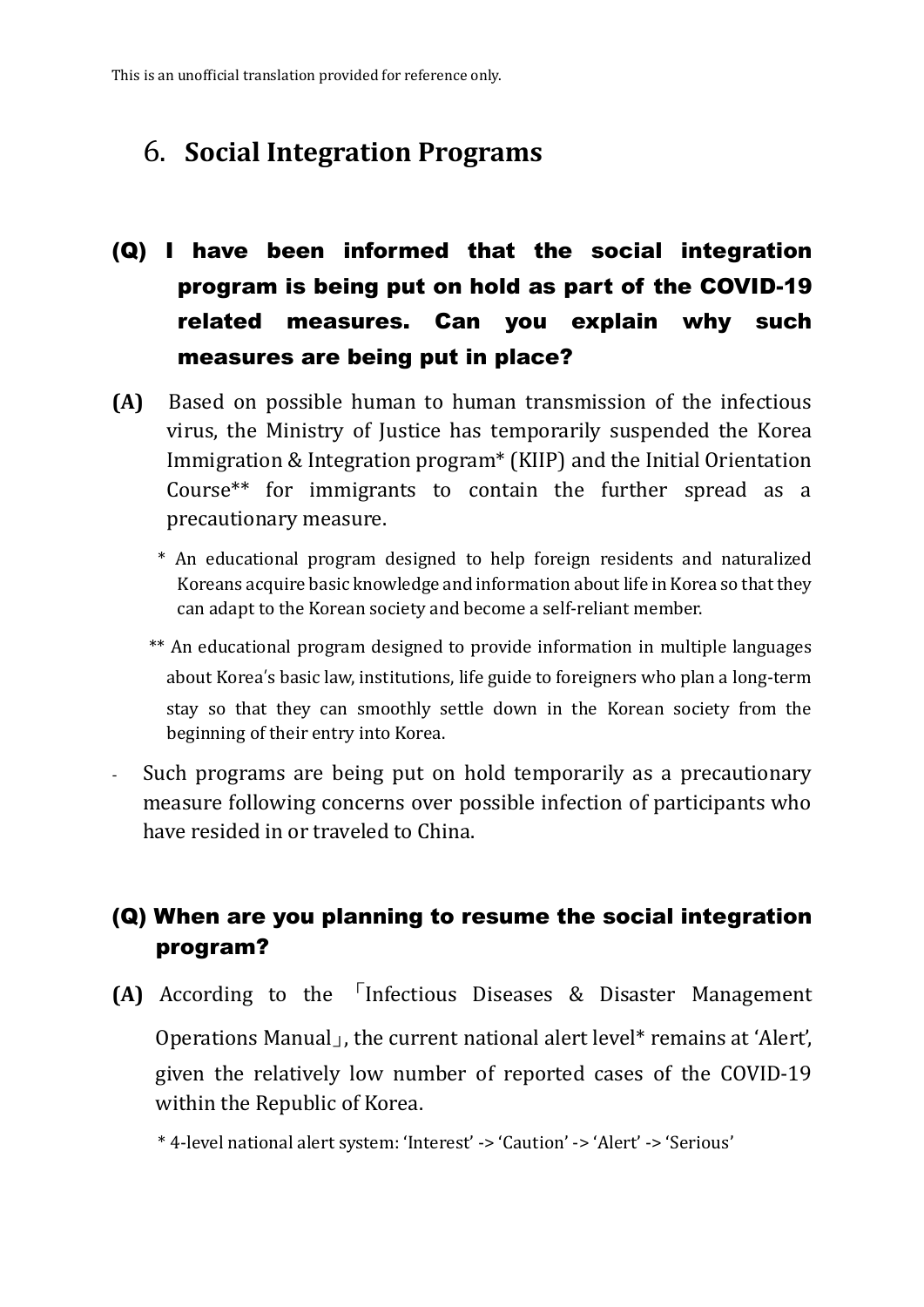This is an unofficial translation provided for reference only.

# 6. **Social Integration Programs**

## (Q) I have been informed that the social integration program is being put on hold as part of the COVID-19 related measures. Can you explain why such measures are being put in place?

**(A)** Based on possible human to human transmission of the infectious virus, the Ministry of Justice has temporarily suspended the Korea Immigration & Integration program* (KIIP) and the Initial Orientation Course** for immigrants to contain the further spread as a precautionary measure.

\* An educational program designed to help foreign residents and naturalized Koreans acquire basic knowledge and information about life in Korea so that they can adapt to the Korean society and become a self-reliant member.

\** An educational program designed to provide information in multiple languages about Korea's basic law, institutions, life guide to foreigners who plan a long-term stay so that they can smoothly settle down in the Korean society from the beginning of their entry into Korea.

- Such programs are being put on hold temporarily as a precautionary measure following concerns over possible infection of participants who have resided in or traveled to China.

## (Q) When are you planning to resume the social integration program?

**(A)** According to the 「Infectious Diseases & Disaster Management Operations Manual」, the current national alert level* remains at 'Alert', given the relatively low number of reported cases of the COVID-19 within the Republic of Korea.

\* 4-level national alert system: 'Interest' -> 'Caution' -> 'Alert' -> 'Serious'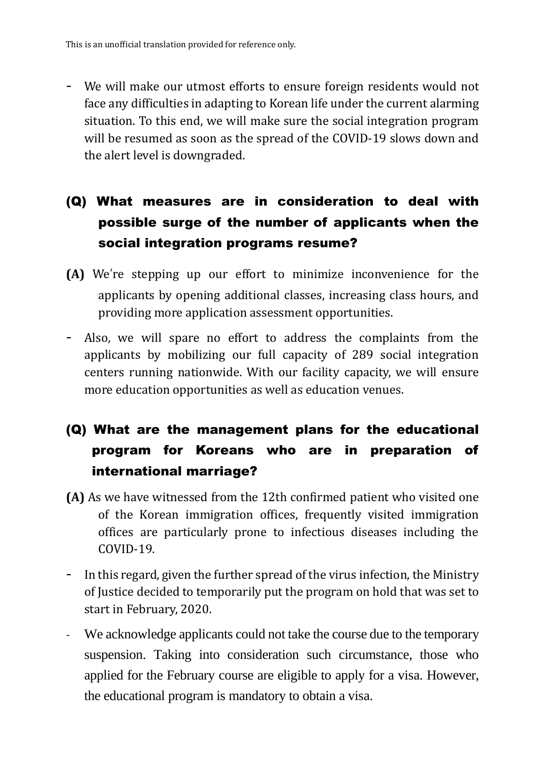- We will make our utmost efforts to ensure foreign residents would not face any difficulties in adapting to Korean life under the current alarming situation. To this end, we will make sure the social integration program will be resumed as soon as the spread of the COVID-19 slows down and the alert level is downgraded.

## (Q) What measures are in consideration to deal with possible surge of the number of applicants when the social integration programs resume?

**(A)** We're stepping up our effort to minimize inconvenience for the applicants by opening additional classes, increasing class hours, and providing more application assessment opportunities.

- Also, we will spare no effort to address the complaints from the applicants by mobilizing our full capacity of 289 social integration centers running nationwide. With our facility capacity, we will ensure more education opportunities as well as education venues.

## (Q) What are the management plans for the educational program for Koreans who are in preparation of international marriage?

**(A)** As we have witnessed from the 12th confirmed patient who visited one of the Korean immigration offices, frequently visited immigration offices are particularly prone to infectious diseases including the COVID-19.

- In this regard, given the further spread of the virus infection, the Ministry of Justice decided to temporarily put the program on hold that was set to start in February, 2020.
- We acknowledge applicants could not take the course due to the temporary suspension. Taking into consideration such circumstance, those who applied for the February course are eligible to apply for a visa. However, the educational program is mandatory to obtain a visa.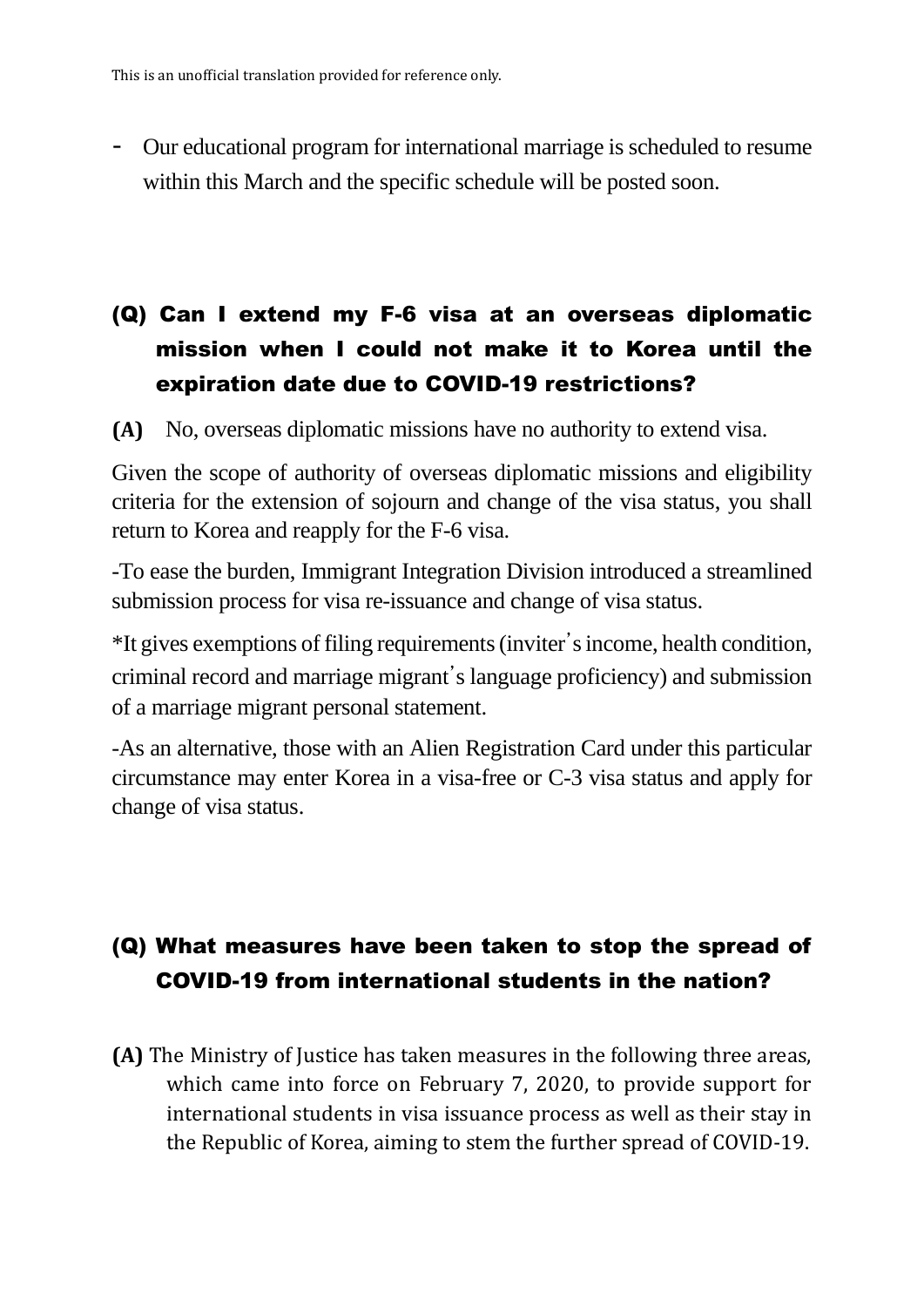- Our educational program for international marriage is scheduled to resume within this March and the specific schedule will be posted soon.

## (Q) Can I extend my F-6 visa at an overseas diplomatic mission when I could not make it to Korea until the expiration date due to COVID-19 restrictions?

**(A)** No, overseas diplomatic missions have no authority to extend visa.

Given the scope of authority of overseas diplomatic missions and eligibility criteria for the extension of sojourn and change of the visa status, you shall return to Korea and reapply for the F-6 visa.

-To ease the burden, Immigrant Integration Division introduced a streamlined submission process for visa re-issuance and change of visa status.

*It gives exemptions of filing requirements (inviter's income, health condition, criminal record and marriage migrant's language proficiency) and submission of a marriage migrant personal statement.

-As an alternative, those with an Alien Registration Card under this particular circumstance may enter Korea in a visa-free or C-3 visa status and apply for change of visa status.

## (Q) What measures have been taken to stop the spread of COVID-19 from international students in the nation?

**(A)** The Ministry of Justice has taken measures in the following three areas, which came into force on February 7, 2020, to provide support for international students in visa issuance process as well as their stay in the Republic of Korea, aiming to stem the further spread of COVID-19.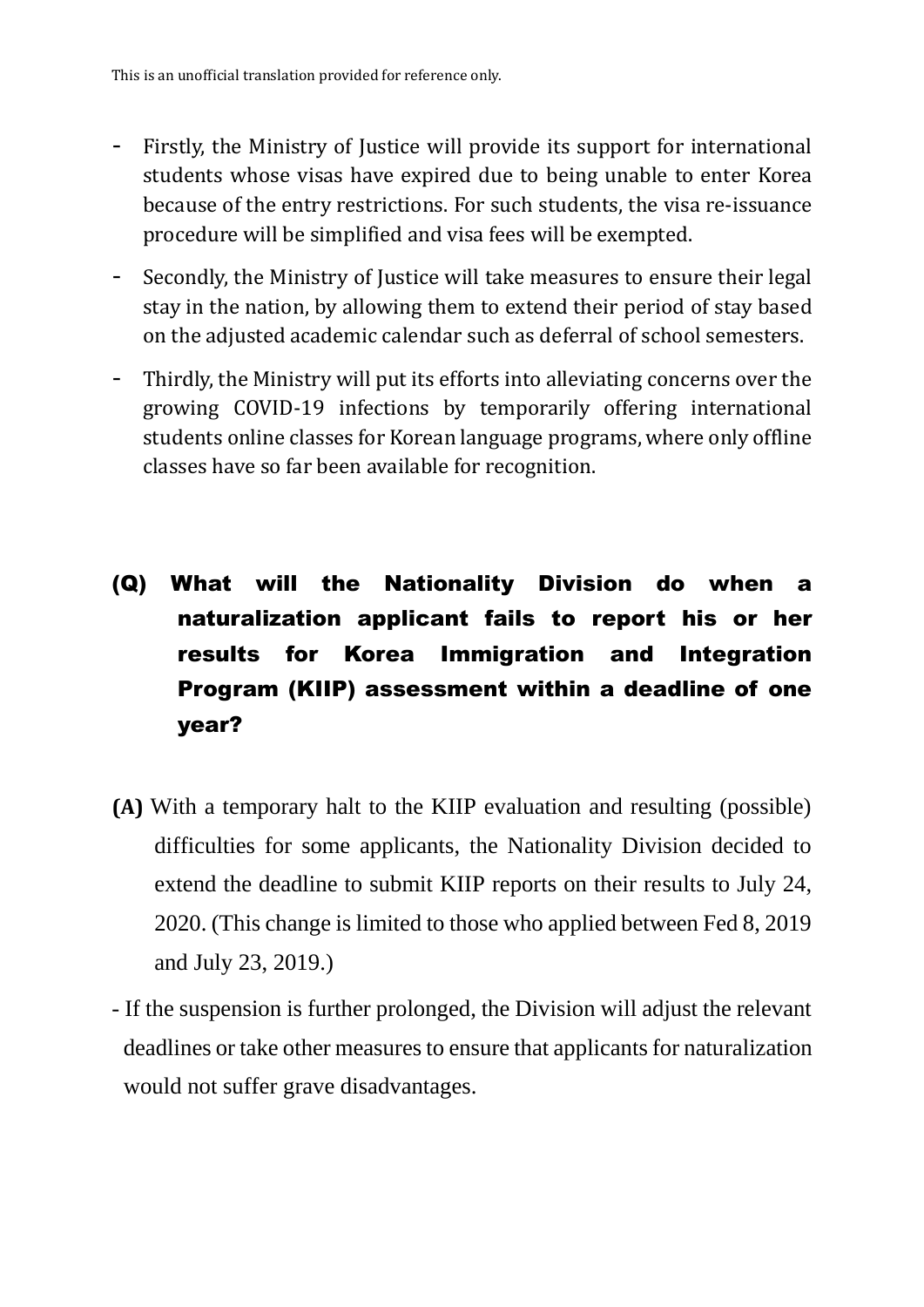- Firstly, the Ministry of Justice will provide its support for international students whose visas have expired due to being unable to enter Korea because of the entry restrictions. For such students, the visa re-issuance procedure will be simplified and visa fees will be exempted.
- Secondly, the Ministry of Justice will take measures to ensure their legal stay in the nation, by allowing them to extend their period of stay based on the adjusted academic calendar such as deferral of school semesters.
- Thirdly, the Ministry will put its efforts into alleviating concerns over the growing COVID-19 infections by temporarily offering international students online classes for Korean language programs, where only offline classes have so far been available for recognition.

## (Q) What will the Nationality Division do when a naturalization applicant fails to report his or her results for Korea Immigration and Integration Program (KIIP) assessment within a deadline of one year?

**(A)** With a temporary halt to the KIIP evaluation and resulting (possible) difficulties for some applicants, the Nationality Division decided to extend the deadline to submit KIIP reports on their results to July 24, 2020. (This change is limited to those who applied between Fed 8, 2019 and July 23, 2019.)

- If the suspension is further prolonged, the Division will adjust the relevant deadlines or take other measures to ensure that applicants for naturalization would not suffer grave disadvantages.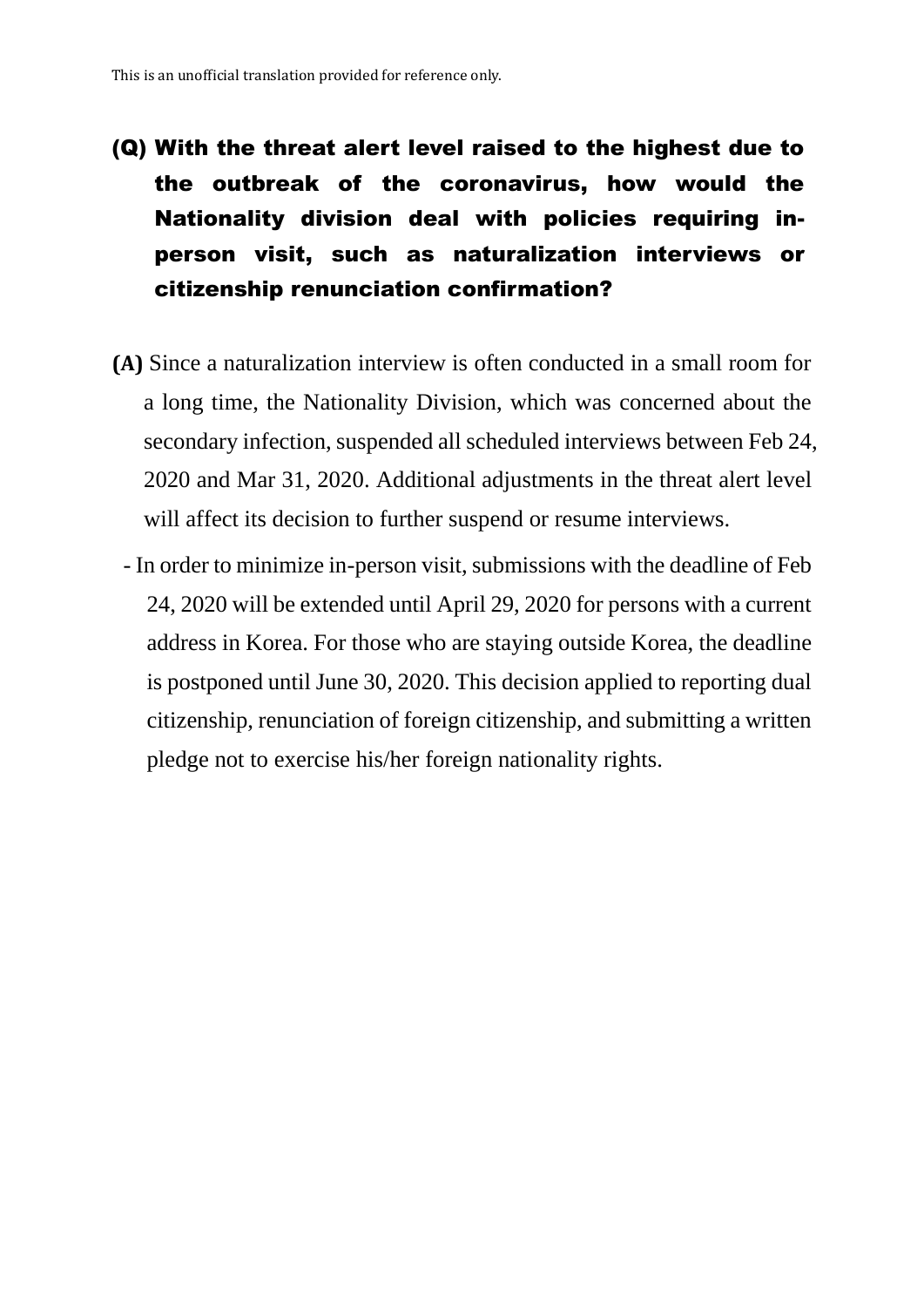This is an unofficial translation provided for reference only.

## (Q) With the threat alert level raised to the highest due to the outbreak of the coronavirus, how would the Nationality division deal with policies requiring in-person visit, such as naturalization interviews or citizenship renunciation confirmation?

**(A)** Since a naturalization interview is often conducted in a small room for a long time, the Nationality Division, which was concerned about the secondary infection, suspended all scheduled interviews between Feb 24, 2020 and Mar 31, 2020. Additional adjustments in the threat alert level will affect its decision to further suspend or resume interviews.

- In order to minimize in-person visit, submissions with the deadline of Feb 24, 2020 will be extended until April 29, 2020 for persons with a current address in Korea. For those who are staying outside Korea, the deadline is postponed until June 30, 2020. This decision applied to reporting dual citizenship, renunciation of foreign citizenship, and submitting a written pledge not to exercise his/her foreign nationality rights.